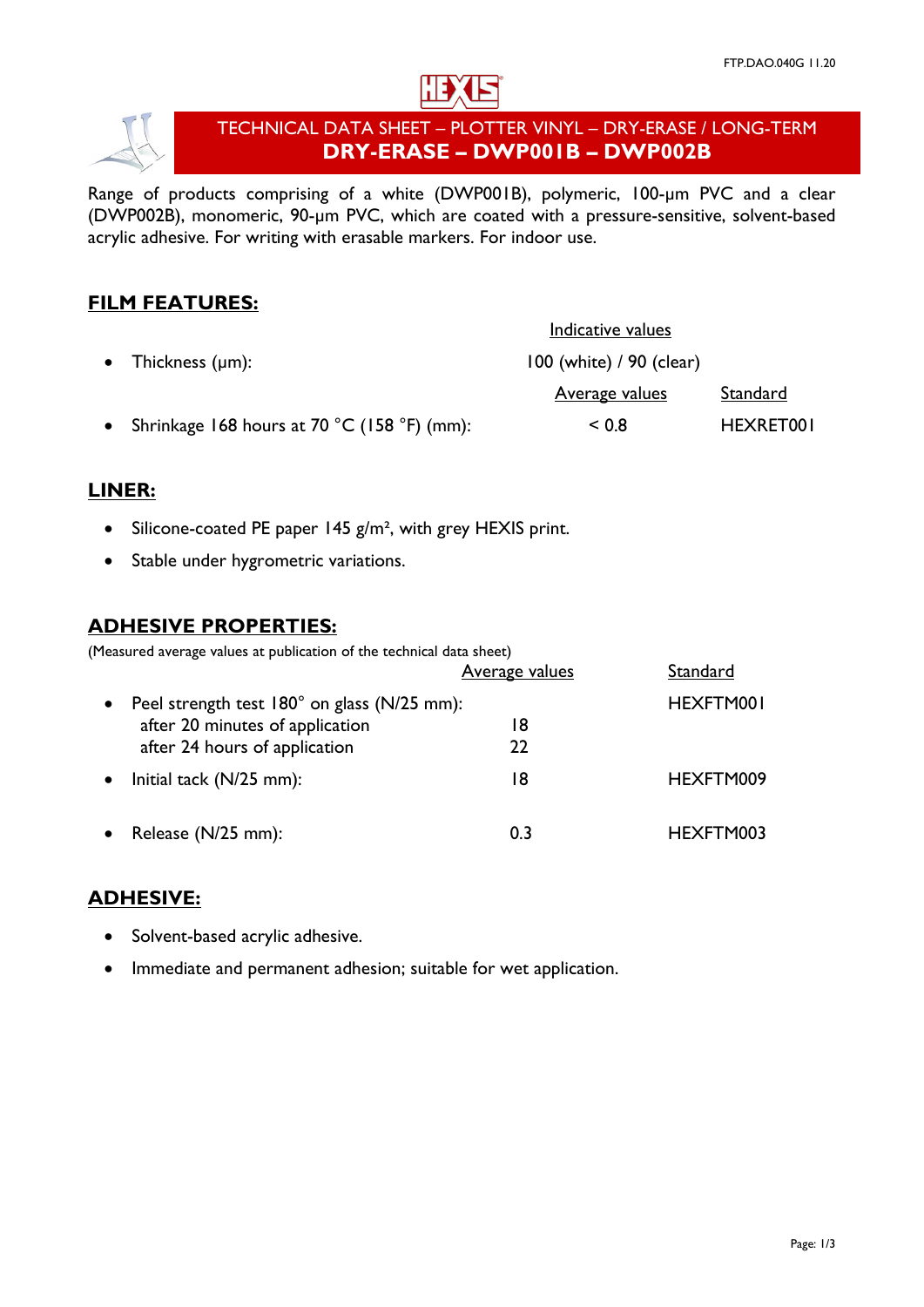# TECHNICAL DATA SHEET – PLOTTER VINYL – DRY-ERASE / LONG-TERM

# DRY-ERASE – DWP001B – DWP002B

Range of products comprising of a white (DWP001B), polymeric, 100-µm PVC and a clear (DWP002B), monomeric, 90-µm PVC, which are coated with a pressure-sensitive, solvent-based acrylic adhesive. For writing with erasable markers. For indoor use.

## FILM FEATURES:

| | Indicative values | |
|---|---|---|
| • Thickness (µm): | 100 (white) / 90 (clear) | |
| | **Average values** | **Standard** |
| • Shrinkage 168 hours at 70 °C (158 °F) (mm): | < 0.8 | HEXRET001 |

## LINER:

- Silicone-coated PE paper 145 g/m², with grey HEXIS print.
- Stable under hygrometric variations.

## ADHESIVE PROPERTIES:

(Measured average values at publication of the technical data sheet)

| | Average values | Standard |
|---|---|---|
| • Peel strength test 180° on glass (N/25 mm): | | HEXFTM001 |
| after 20 minutes of application | 18 | |
| after 24 hours of application | 22 | |
| • Initial tack (N/25 mm): | 18 | HEXFTM009 |
| • Release (N/25 mm): | 0.3 | HEXFTM003 |

## ADHESIVE:

- Solvent-based acrylic adhesive.
- Immediate and permanent adhesion; suitable for wet application.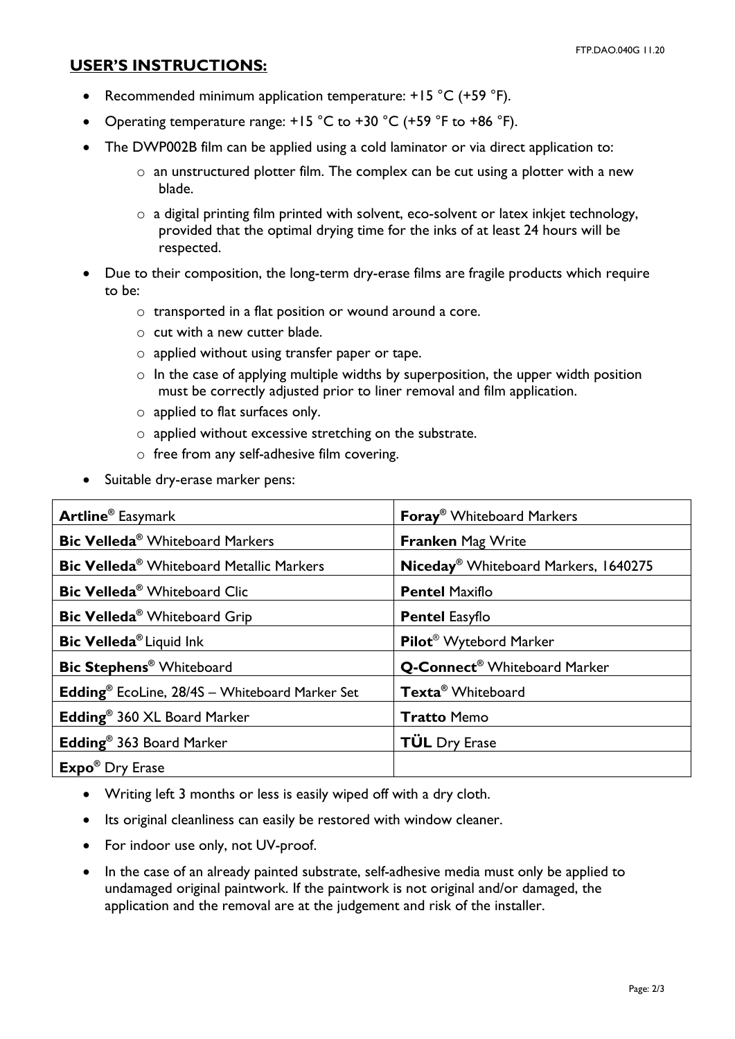## USER'S INSTRUCTIONS:

- Recommended minimum application temperature: +15 °C (+59 °F).
- Operating temperature range: +15 °C to +30 °C (+59 °F to +86 °F).
- The DWP002B film can be applied using a cold laminator or via direct application to:
  - an unstructured plotter film. The complex can be cut using a plotter with a new blade.
  - a digital printing film printed with solvent, eco-solvent or latex inkjet technology, provided that the optimal drying time for the inks of at least 24 hours will be respected.
- Due to their composition, the long-term dry-erase films are fragile products which require to be:
  - transported in a flat position or wound around a core.
  - cut with a new cutter blade.
  - applied without using transfer paper or tape.
  - In the case of applying multiple widths by superposition, the upper width position must be correctly adjusted prior to liner removal and film application.
  - applied to flat surfaces only.
  - applied without excessive stretching on the substrate.
  - free from any self-adhesive film covering.
- Suitable dry-erase marker pens:

| | |
|---|---|
| **Artline**® Easymark | **Foray**® Whiteboard Markers |
| **Bic Velleda**® Whiteboard Markers | **Franken** Mag Write |
| **Bic Velleda**® Whiteboard Metallic Markers | **Niceday**® Whiteboard Markers, 1640275 |
| **Bic Velleda**® Whiteboard Clic | **Pentel** Maxiflo |
| **Bic Velleda**® Whiteboard Grip | **Pentel** Easyflo |
| **Bic Velleda**® Liquid Ink | **Pilot**® Wytebord Marker |
| **Bic Stephens**® Whiteboard | **Q-Connect**® Whiteboard Marker |
| **Edding**® EcoLine, 28/4S – Whiteboard Marker Set | **Texta**® Whiteboard |
| **Edding**® 360 XL Board Marker | **Tratto** Memo |
| **Edding**® 363 Board Marker | **TÜL** Dry Erase |
| **Expo**® Dry Erase | |

- Writing left 3 months or less is easily wiped off with a dry cloth.
- Its original cleanliness can easily be restored with window cleaner.
- For indoor use only, not UV-proof.
- In the case of an already painted substrate, self-adhesive media must only be applied to undamaged original paintwork. If the paintwork is not original and/or damaged, the application and the removal are at the judgement and risk of the installer.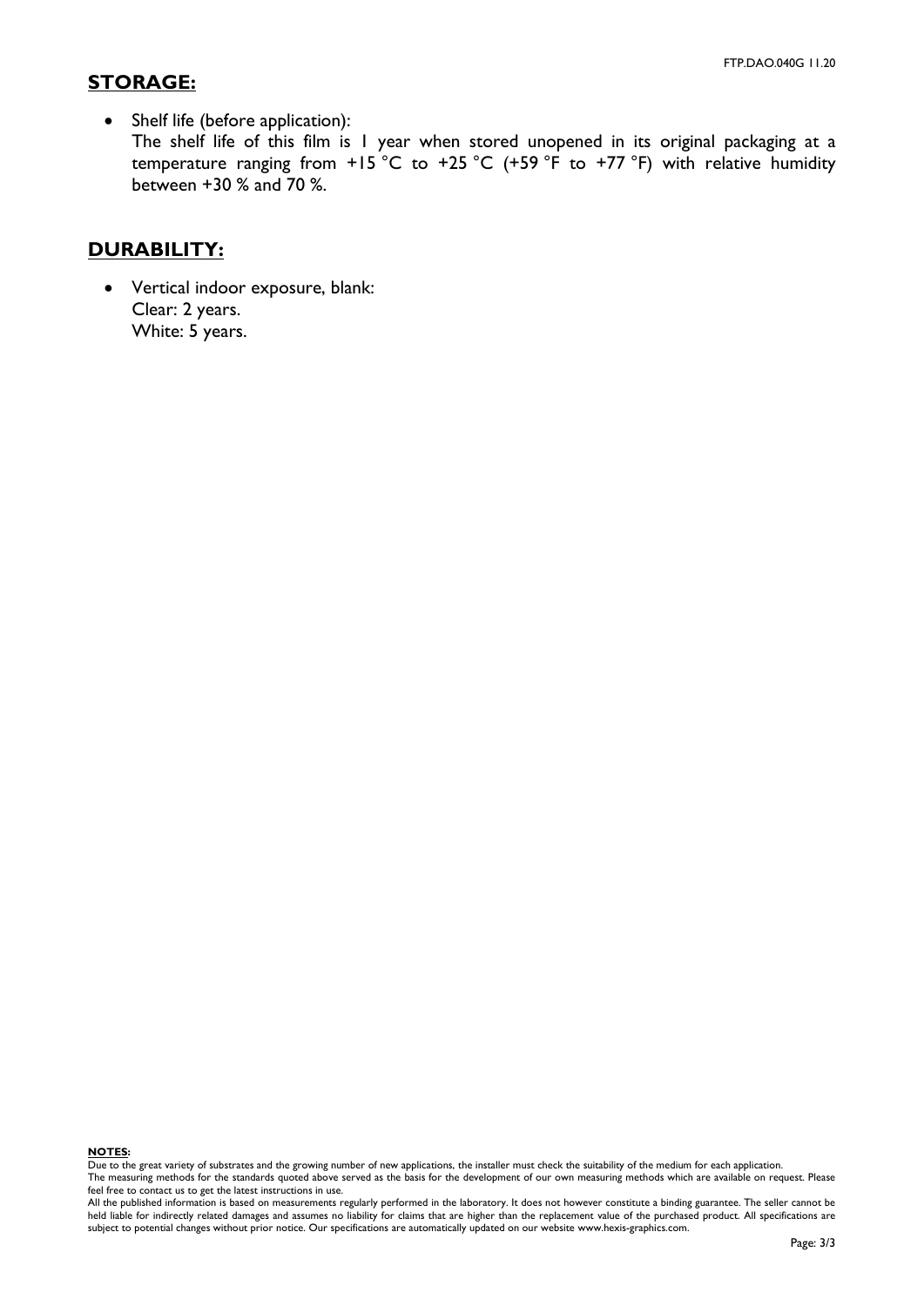## STORAGE:

- Shelf life (before application):
  The shelf life of this film is 1 year when stored unopened in its original packaging at a temperature ranging from +15 °C to +25 °C (+59 °F to +77 °F) with relative humidity between +30 % and 70 %.

## DURABILITY:

- Vertical indoor exposure, blank:
  Clear: 2 years.
  White: 5 years.

**NOTES:**

Due to the great variety of substrates and the growing number of new applications, the installer must check the suitability of the medium for each application.
The measuring methods for the standards quoted above served as the basis for the development of our own measuring methods which are available on request. Please feel free to contact us to get the latest instructions in use.
All the published information is based on measurements regularly performed in the laboratory. It does not however constitute a binding guarantee. The seller cannot be held liable for indirectly related damages and assumes no liability for claims that are higher than the replacement value of the purchased product. All specifications are subject to potential changes without prior notice. Our specifications are automatically updated on our website www.hexis-graphics.com.